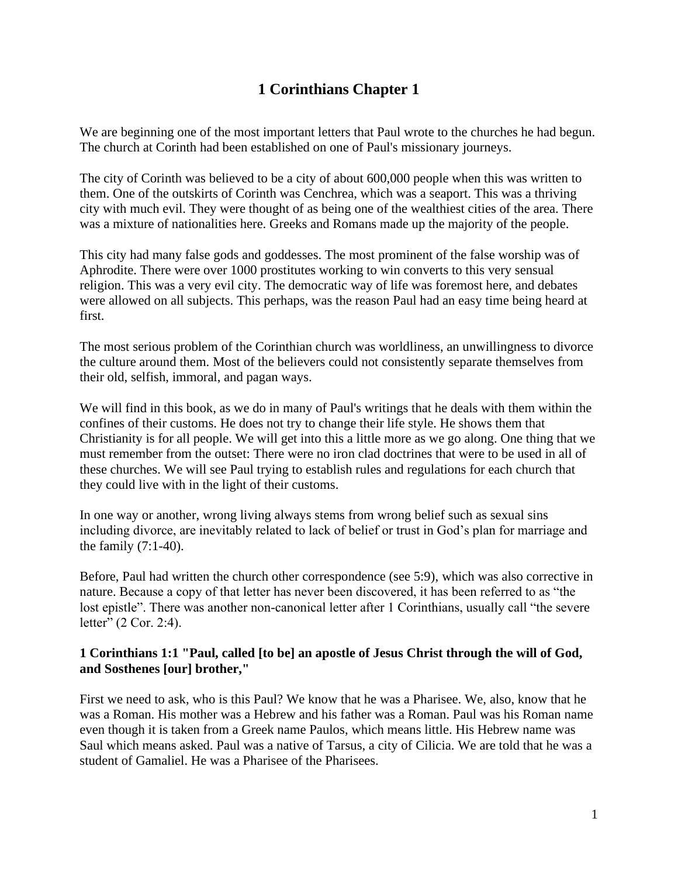# 1 Corinthians Chapter 1

We are beginning one of the most important letters that Paul wrote to the churches he had begun. The church at Corinth had been established on one of Paul's missionary journeys.

The city of Corinth was believed to be a city of about 600,000 people when this was written to them. One of the outskirts of Corinth was Cenchrea, which was a seaport. This was a thriving city with much evil. They were thought of as being one of the wealthiest cities of the area. There was a mixture of nationalities here. Greeks and Romans made up the majority of the people.

This city had many false gods and goddesses. The most prominent of the false worship was of Aphrodite. There were over 1000 prostitutes working to win converts to this very sensual religion. This was a very evil city. The democratic way of life was foremost here, and debates were allowed on all subjects. This perhaps, was the reason Paul had an easy time being heard at first.

The most serious problem of the Corinthian church was worldliness, an unwillingness to divorce the culture around them. Most of the believers could not consistently separate themselves from their old, selfish, immoral, and pagan ways.

We will find in this book, as we do in many of Paul's writings that he deals with them within the confines of their customs. He does not try to change their life style. He shows them that Christianity is for all people. We will get into this a little more as we go along. One thing that we must remember from the outset: There were no iron clad doctrines that were to be used in all of these churches. We will see Paul trying to establish rules and regulations for each church that they could live with in the light of their customs.

In one way or another, wrong living always stems from wrong belief such as sexual sins including divorce, are inevitably related to lack of belief or trust in God's plan for marriage and the family (7:1-40).

Before, Paul had written the church other correspondence (see 5:9), which was also corrective in nature. Because a copy of that letter has never been discovered, it has been referred to as "the lost epistle". There was another non-canonical letter after 1 Corinthians, usually call "the severe letter" (2 Cor. 2:4).

**1 Corinthians 1:1 "Paul, called [to be] an apostle of Jesus Christ through the will of God, and Sosthenes [our] brother,"**

First we need to ask, who is this Paul? We know that he was a Pharisee. We, also, know that he was a Roman. His mother was a Hebrew and his father was a Roman. Paul was his Roman name even though it is taken from a Greek name Paulos, which means little. His Hebrew name was Saul which means asked. Paul was a native of Tarsus, a city of Cilicia. We are told that he was a student of Gamaliel. He was a Pharisee of the Pharisees.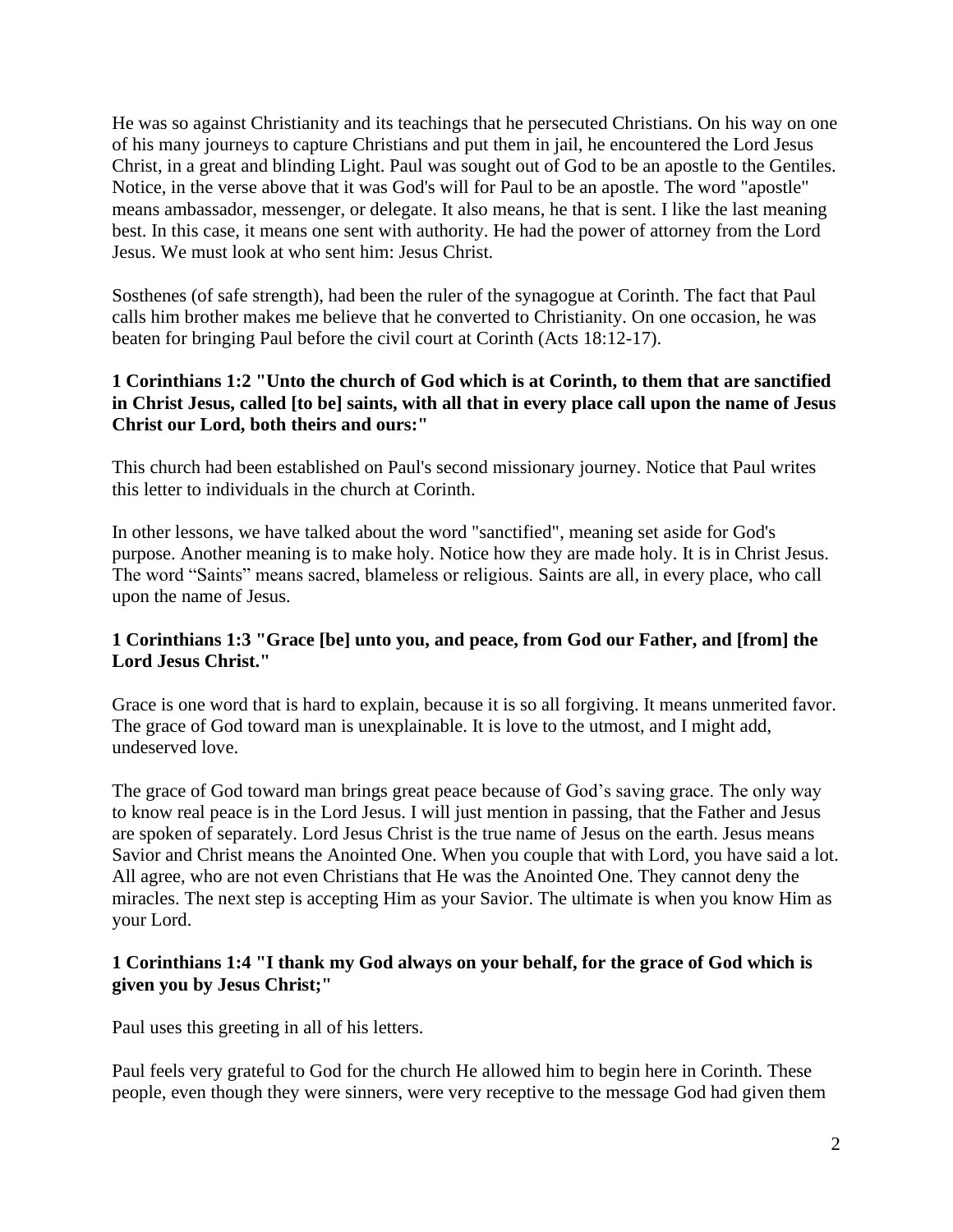He was so against Christianity and its teachings that he persecuted Christians. On his way on one of his many journeys to capture Christians and put them in jail, he encountered the Lord Jesus Christ, in a great and blinding Light. Paul was sought out of God to be an apostle to the Gentiles. Notice, in the verse above that it was God's will for Paul to be an apostle. The word "apostle" means ambassador, messenger, or delegate. It also means, he that is sent. I like the last meaning best. In this case, it means one sent with authority. He had the power of attorney from the Lord Jesus. We must look at who sent him: Jesus Christ.

Sosthenes (of safe strength), had been the ruler of the synagogue at Corinth. The fact that Paul calls him brother makes me believe that he converted to Christianity. On one occasion, he was beaten for bringing Paul before the civil court at Corinth (Acts 18:12-17).

**1 Corinthians 1:2 "Unto the church of God which is at Corinth, to them that are sanctified in Christ Jesus, called [to be] saints, with all that in every place call upon the name of Jesus Christ our Lord, both theirs and ours:"**

This church had been established on Paul's second missionary journey. Notice that Paul writes this letter to individuals in the church at Corinth.

In other lessons, we have talked about the word "sanctified", meaning set aside for God's purpose. Another meaning is to make holy. Notice how they are made holy. It is in Christ Jesus. The word "Saints" means sacred, blameless or religious. Saints are all, in every place, who call upon the name of Jesus.

**1 Corinthians 1:3 "Grace [be] unto you, and peace, from God our Father, and [from] the Lord Jesus Christ."**

Grace is one word that is hard to explain, because it is so all forgiving. It means unmerited favor. The grace of God toward man is unexplainable. It is love to the utmost, and I might add, undeserved love.

The grace of God toward man brings great peace because of God's saving grace. The only way to know real peace is in the Lord Jesus. I will just mention in passing, that the Father and Jesus are spoken of separately. Lord Jesus Christ is the true name of Jesus on the earth. Jesus means Savior and Christ means the Anointed One. When you couple that with Lord, you have said a lot. All agree, who are not even Christians that He was the Anointed One. They cannot deny the miracles. The next step is accepting Him as your Savior. The ultimate is when you know Him as your Lord.

**1 Corinthians 1:4 "I thank my God always on your behalf, for the grace of God which is given you by Jesus Christ;"**

Paul uses this greeting in all of his letters.

Paul feels very grateful to God for the church He allowed him to begin here in Corinth. These people, even though they were sinners, were very receptive to the message God had given them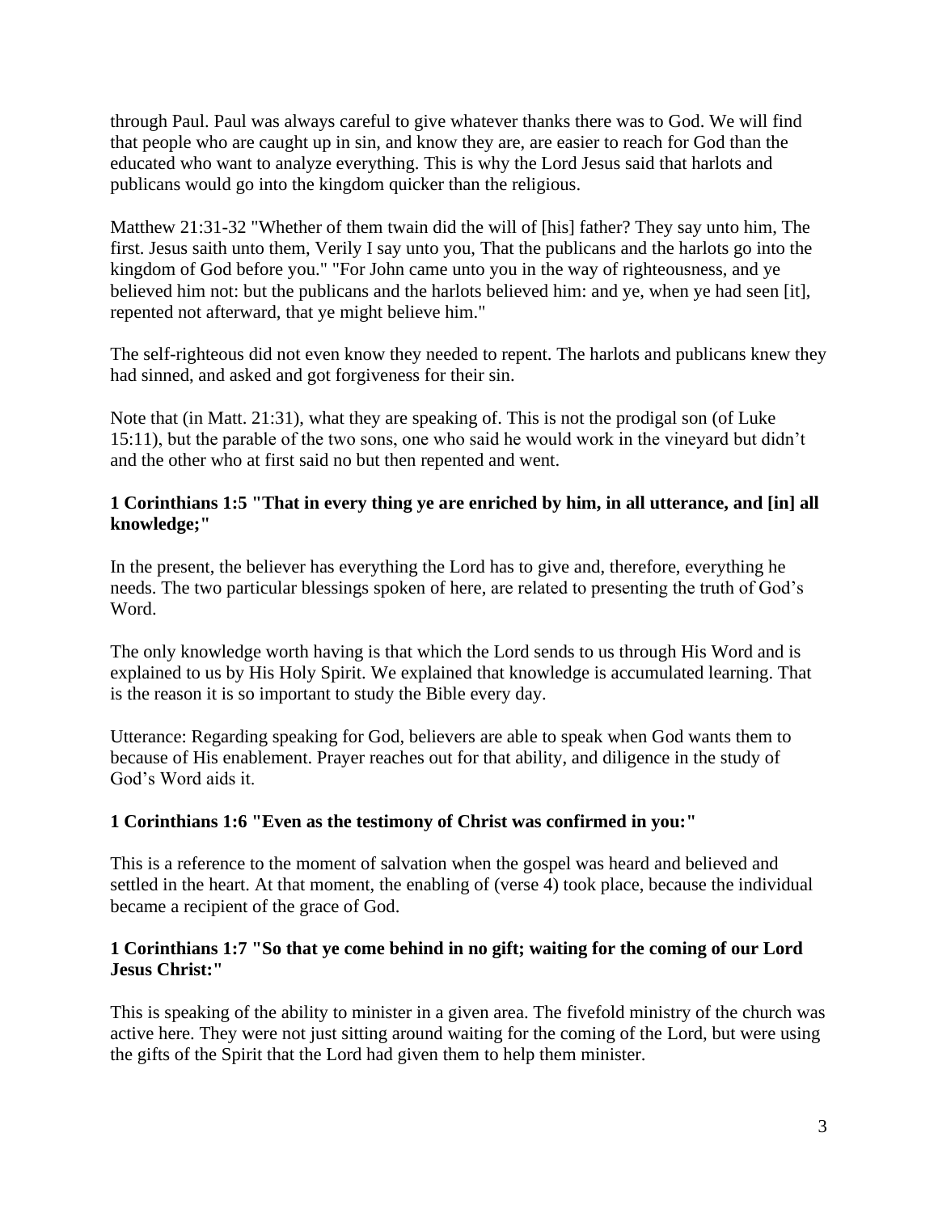through Paul. Paul was always careful to give whatever thanks there was to God. We will find that people who are caught up in sin, and know they are, are easier to reach for God than the educated who want to analyze everything. This is why the Lord Jesus said that harlots and publicans would go into the kingdom quicker than the religious.

Matthew 21:31-32 "Whether of them twain did the will of [his] father? They say unto him, The first. Jesus saith unto them, Verily I say unto you, That the publicans and the harlots go into the kingdom of God before you." "For John came unto you in the way of righteousness, and ye believed him not: but the publicans and the harlots believed him: and ye, when ye had seen [it], repented not afterward, that ye might believe him."

The self-righteous did not even know they needed to repent. The harlots and publicans knew they had sinned, and asked and got forgiveness for their sin.

Note that (in Matt. 21:31), what they are speaking of. This is not the prodigal son (of Luke 15:11), but the parable of the two sons, one who said he would work in the vineyard but didn't and the other who at first said no but then repented and went.

**1 Corinthians 1:5 "That in every thing ye are enriched by him, in all utterance, and [in] all knowledge;"**

In the present, the believer has everything the Lord has to give and, therefore, everything he needs. The two particular blessings spoken of here, are related to presenting the truth of God's Word.

The only knowledge worth having is that which the Lord sends to us through His Word and is explained to us by His Holy Spirit. We explained that knowledge is accumulated learning. That is the reason it is so important to study the Bible every day.

Utterance: Regarding speaking for God, believers are able to speak when God wants them to because of His enablement. Prayer reaches out for that ability, and diligence in the study of God's Word aids it.

**1 Corinthians 1:6 "Even as the testimony of Christ was confirmed in you:"**

This is a reference to the moment of salvation when the gospel was heard and believed and settled in the heart. At that moment, the enabling of (verse 4) took place, because the individual became a recipient of the grace of God.

**1 Corinthians 1:7 "So that ye come behind in no gift; waiting for the coming of our Lord Jesus Christ:"**

This is speaking of the ability to minister in a given area. The fivefold ministry of the church was active here. They were not just sitting around waiting for the coming of the Lord, but were using the gifts of the Spirit that the Lord had given them to help them minister.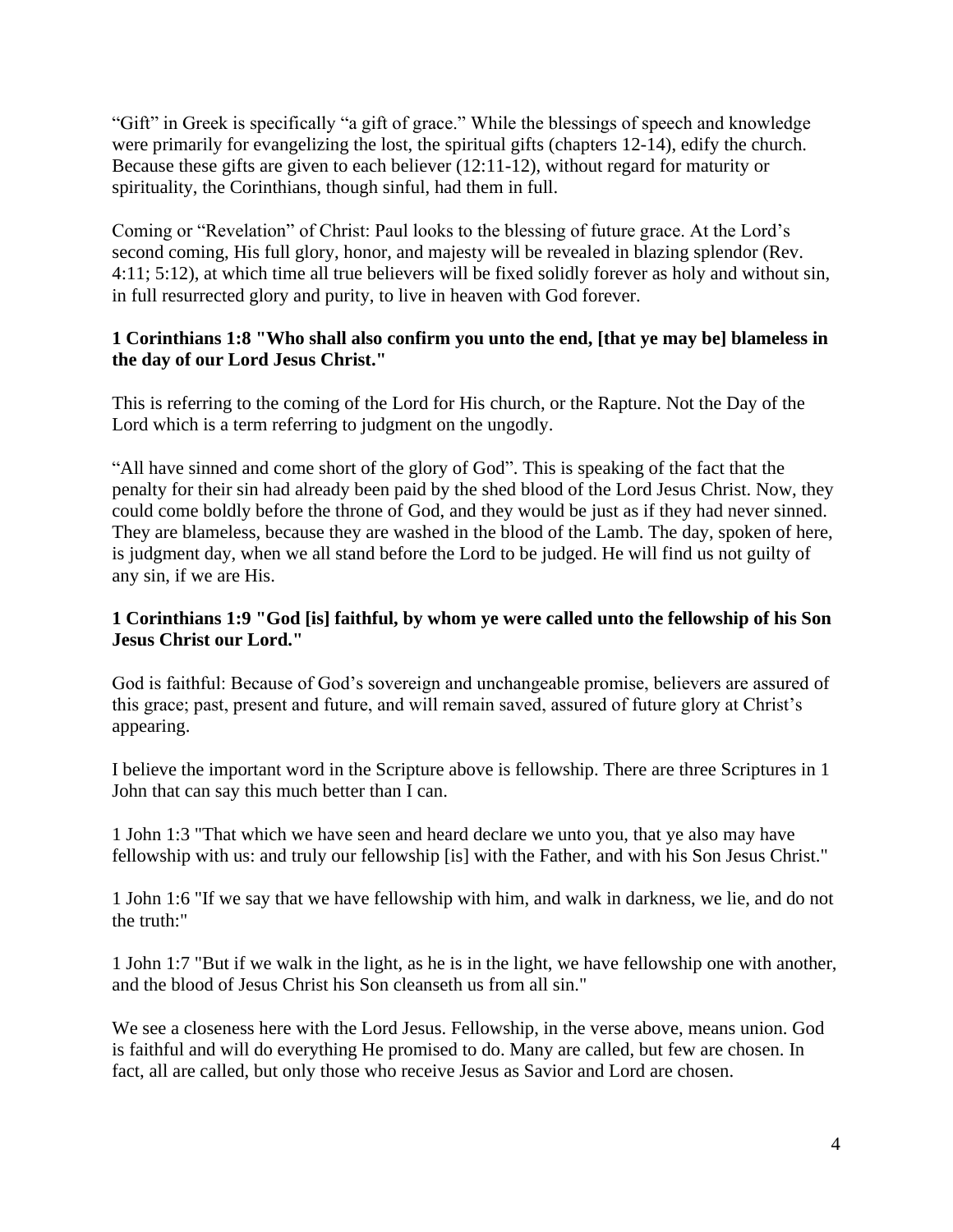“Gift” in Greek is specifically “a gift of grace.” While the blessings of speech and knowledge were primarily for evangelizing the lost, the spiritual gifts (chapters 12-14), edify the church. Because these gifts are given to each believer (12:11-12), without regard for maturity or spirituality, the Corinthians, though sinful, had them in full.

Coming or “Revelation” of Christ: Paul looks to the blessing of future grace. At the Lord’s second coming, His full glory, honor, and majesty will be revealed in blazing splendor (Rev. 4:11; 5:12), at which time all true believers will be fixed solidly forever as holy and without sin, in full resurrected glory and purity, to live in heaven with God forever.

**1 Corinthians 1:8 "Who shall also confirm you unto the end, [that ye may be] blameless in the day of our Lord Jesus Christ."**

This is referring to the coming of the Lord for His church, or the Rapture. Not the Day of the Lord which is a term referring to judgment on the ungodly.

“All have sinned and come short of the glory of God”. This is speaking of the fact that the penalty for their sin had already been paid by the shed blood of the Lord Jesus Christ. Now, they could come boldly before the throne of God, and they would be just as if they had never sinned. They are blameless, because they are washed in the blood of the Lamb. The day, spoken of here, is judgment day, when we all stand before the Lord to be judged. He will find us not guilty of any sin, if we are His.

**1 Corinthians 1:9 "God [is] faithful, by whom ye were called unto the fellowship of his Son Jesus Christ our Lord."**

God is faithful: Because of God’s sovereign and unchangeable promise, believers are assured of this grace; past, present and future, and will remain saved, assured of future glory at Christ’s appearing.

I believe the important word in the Scripture above is fellowship. There are three Scriptures in 1 John that can say this much better than I can.

1 John 1:3 "That which we have seen and heard declare we unto you, that ye also may have fellowship with us: and truly our fellowship [is] with the Father, and with his Son Jesus Christ."

1 John 1:6 "If we say that we have fellowship with him, and walk in darkness, we lie, and do not the truth:"

1 John 1:7 "But if we walk in the light, as he is in the light, we have fellowship one with another, and the blood of Jesus Christ his Son cleanseth us from all sin."

We see a closeness here with the Lord Jesus. Fellowship, in the verse above, means union. God is faithful and will do everything He promised to do. Many are called, but few are chosen. In fact, all are called, but only those who receive Jesus as Savior and Lord are chosen.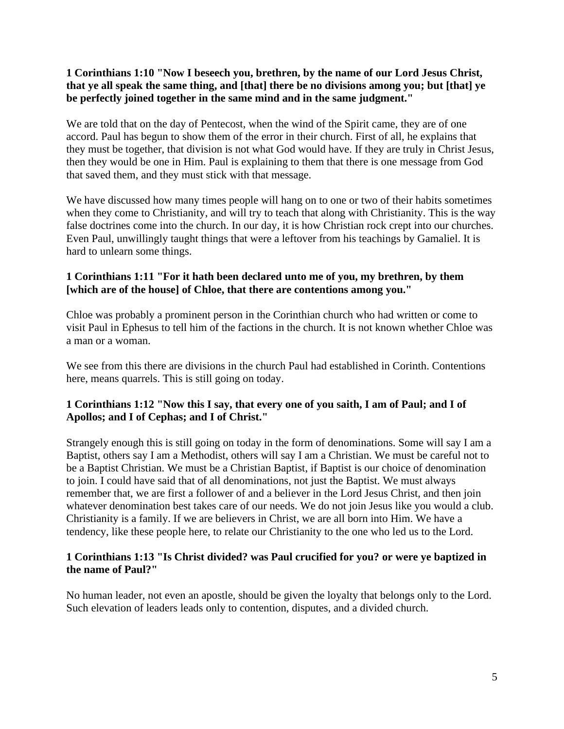**1 Corinthians 1:10 "Now I beseech you, brethren, by the name of our Lord Jesus Christ, that ye all speak the same thing, and [that] there be no divisions among you; but [that] ye be perfectly joined together in the same mind and in the same judgment."**

We are told that on the day of Pentecost, when the wind of the Spirit came, they are of one accord. Paul has begun to show them of the error in their church. First of all, he explains that they must be together, that division is not what God would have. If they are truly in Christ Jesus, then they would be one in Him. Paul is explaining to them that there is one message from God that saved them, and they must stick with that message.

We have discussed how many times people will hang on to one or two of their habits sometimes when they come to Christianity, and will try to teach that along with Christianity. This is the way false doctrines come into the church. In our day, it is how Christian rock crept into our churches. Even Paul, unwillingly taught things that were a leftover from his teachings by Gamaliel. It is hard to unlearn some things.

**1 Corinthians 1:11 "For it hath been declared unto me of you, my brethren, by them [which are of the house] of Chloe, that there are contentions among you."**

Chloe was probably a prominent person in the Corinthian church who had written or come to visit Paul in Ephesus to tell him of the factions in the church. It is not known whether Chloe was a man or a woman.

We see from this there are divisions in the church Paul had established in Corinth. Contentions here, means quarrels. This is still going on today.

**1 Corinthians 1:12 "Now this I say, that every one of you saith, I am of Paul; and I of Apollos; and I of Cephas; and I of Christ."**

Strangely enough this is still going on today in the form of denominations. Some will say I am a Baptist, others say I am a Methodist, others will say I am a Christian. We must be careful not to be a Baptist Christian. We must be a Christian Baptist, if Baptist is our choice of denomination to join. I could have said that of all denominations, not just the Baptist. We must always remember that, we are first a follower of and a believer in the Lord Jesus Christ, and then join whatever denomination best takes care of our needs. We do not join Jesus like you would a club. Christianity is a family. If we are believers in Christ, we are all born into Him. We have a tendency, like these people here, to relate our Christianity to the one who led us to the Lord.

**1 Corinthians 1:13 "Is Christ divided? was Paul crucified for you? or were ye baptized in the name of Paul?"**

No human leader, not even an apostle, should be given the loyalty that belongs only to the Lord. Such elevation of leaders leads only to contention, disputes, and a divided church.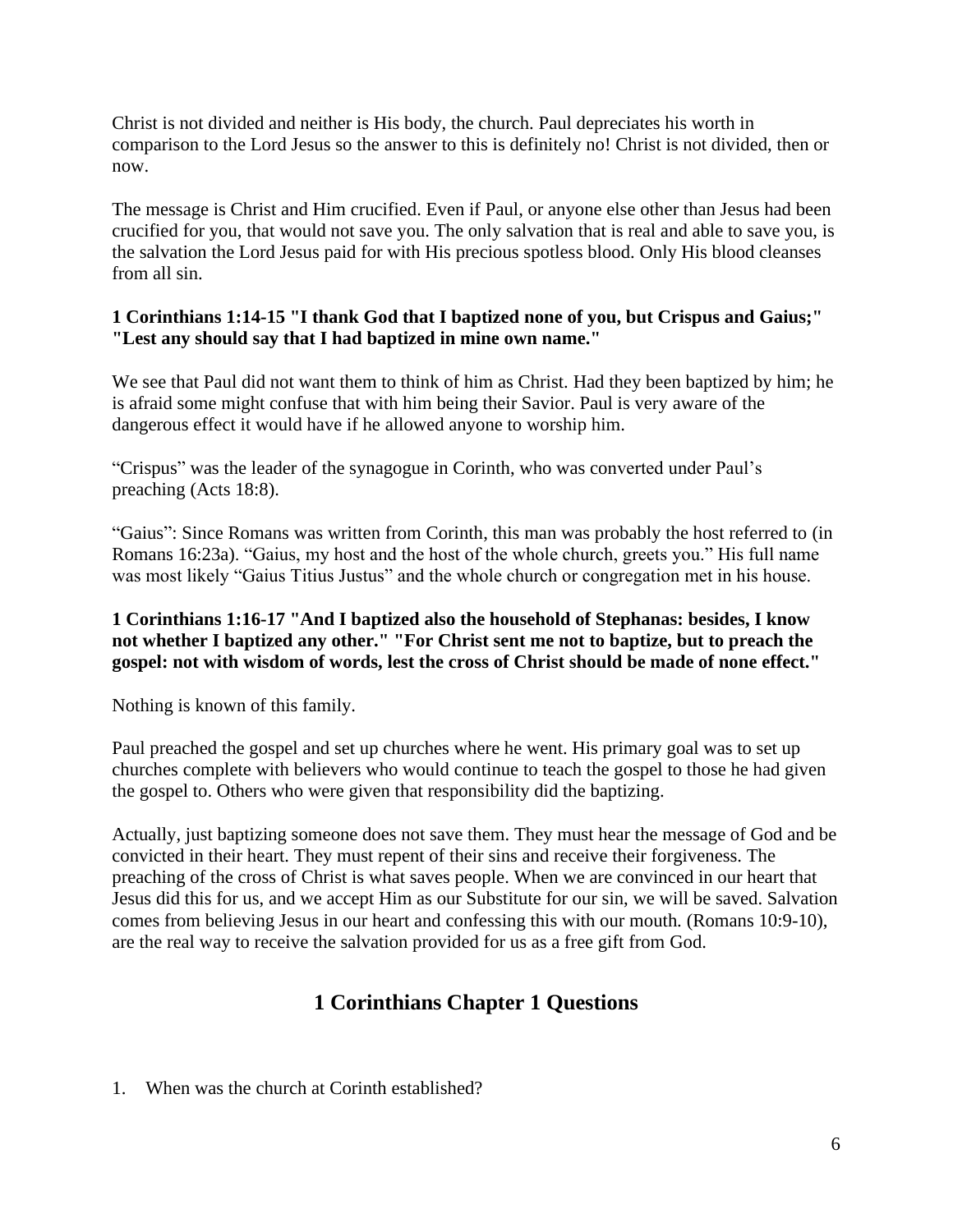Christ is not divided and neither is His body, the church. Paul depreciates his worth in comparison to the Lord Jesus so the answer to this is definitely no! Christ is not divided, then or now.

The message is Christ and Him crucified. Even if Paul, or anyone else other than Jesus had been crucified for you, that would not save you. The only salvation that is real and able to save you, is the salvation the Lord Jesus paid for with His precious spotless blood. Only His blood cleanses from all sin.

**1 Corinthians 1:14-15 "I thank God that I baptized none of you, but Crispus and Gaius;" "Lest any should say that I had baptized in mine own name."**

We see that Paul did not want them to think of him as Christ. Had they been baptized by him; he is afraid some might confuse that with him being their Savior. Paul is very aware of the dangerous effect it would have if he allowed anyone to worship him.

“Crispus” was the leader of the synagogue in Corinth, who was converted under Paul’s preaching (Acts 18:8).

“Gaius”: Since Romans was written from Corinth, this man was probably the host referred to (in Romans 16:23a). “Gaius, my host and the host of the whole church, greets you.” His full name was most likely “Gaius Titius Justus” and the whole church or congregation met in his house.

**1 Corinthians 1:16-17 "And I baptized also the household of Stephanas: besides, I know not whether I baptized any other." "For Christ sent me not to baptize, but to preach the gospel: not with wisdom of words, lest the cross of Christ should be made of none effect."**

Nothing is known of this family.

Paul preached the gospel and set up churches where he went. His primary goal was to set up churches complete with believers who would continue to teach the gospel to those he had given the gospel to. Others who were given that responsibility did the baptizing.

Actually, just baptizing someone does not save them. They must hear the message of God and be convicted in their heart. They must repent of their sins and receive their forgiveness. The preaching of the cross of Christ is what saves people. When we are convinced in our heart that Jesus did this for us, and we accept Him as our Substitute for our sin, we will be saved. Salvation comes from believing Jesus in our heart and confessing this with our mouth. (Romans 10:9-10), are the real way to receive the salvation provided for us as a free gift from God.

## 1 Corinthians Chapter 1 Questions

1. When was the church at Corinth established?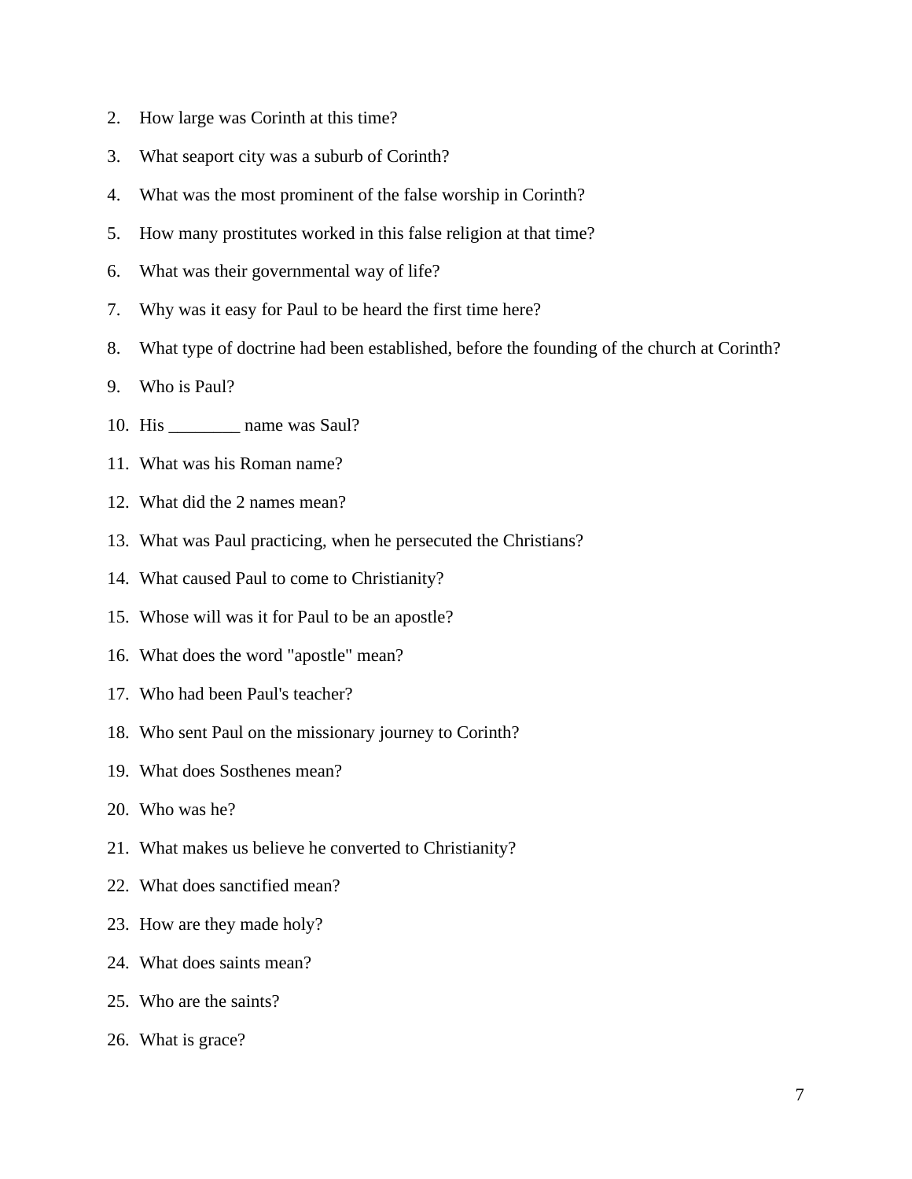2. How large was Corinth at this time?
3. What seaport city was a suburb of Corinth?
4. What was the most prominent of the false worship in Corinth?
5. How many prostitutes worked in this false religion at that time?
6. What was their governmental way of life?
7. Why was it easy for Paul to be heard the first time here?
8. What type of doctrine had been established, before the founding of the church at Corinth?
9. Who is Paul?
10. His ________ name was Saul?
11. What was his Roman name?
12. What did the 2 names mean?
13. What was Paul practicing, when he persecuted the Christians?
14. What caused Paul to come to Christianity?
15. Whose will was it for Paul to be an apostle?
16. What does the word "apostle" mean?
17. Who had been Paul's teacher?
18. Who sent Paul on the missionary journey to Corinth?
19. What does Sosthenes mean?
20. Who was he?
21. What makes us believe he converted to Christianity?
22. What does sanctified mean?
23. How are they made holy?
24. What does saints mean?
25. Who are the saints?
26. What is grace?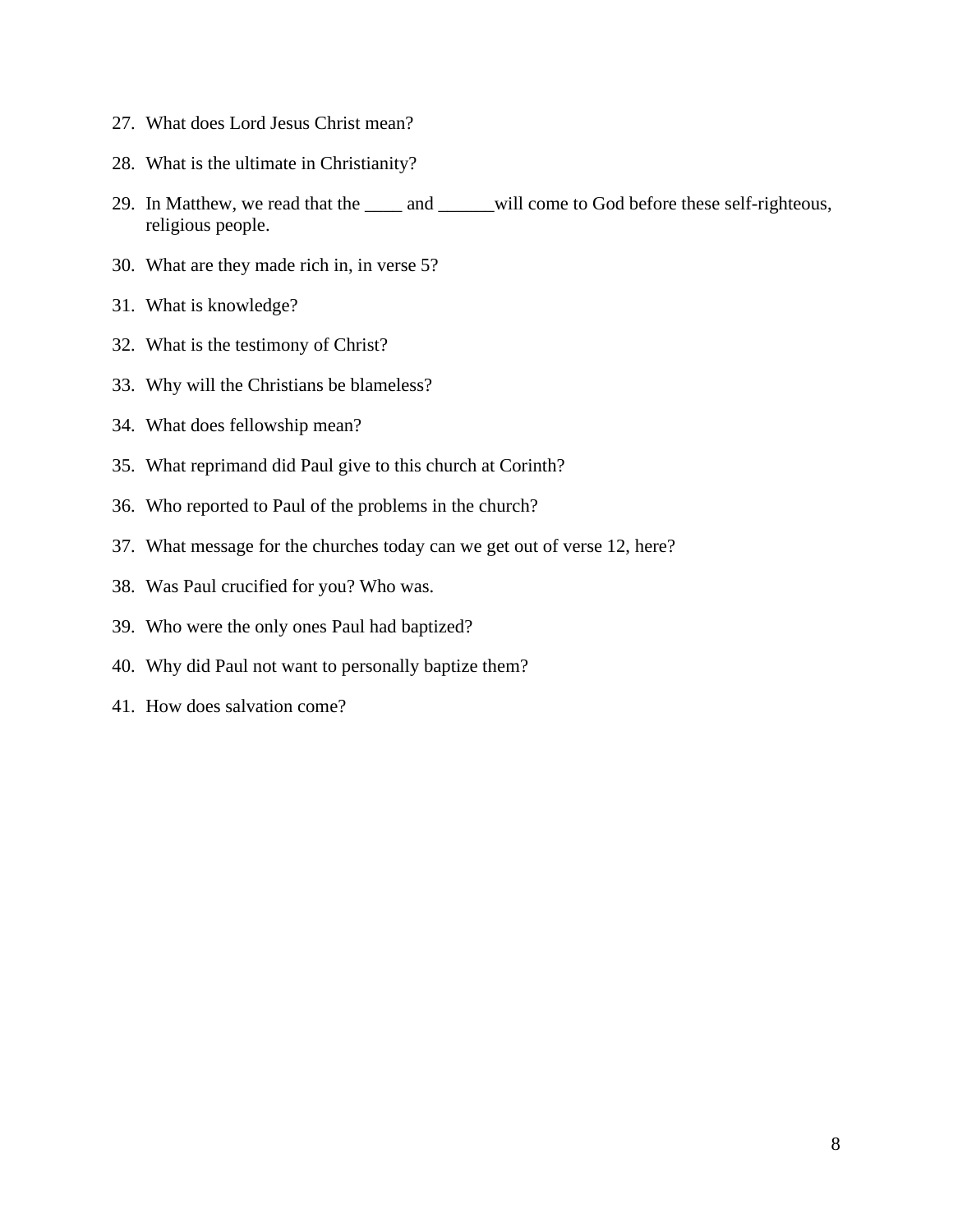27. What does Lord Jesus Christ mean?

28. What is the ultimate in Christianity?

29. In Matthew, we read that the ____ and ______will come to God before these self-righteous, religious people.

30. What are they made rich in, in verse 5?

31. What is knowledge?

32. What is the testimony of Christ?

33. Why will the Christians be blameless?

34. What does fellowship mean?

35. What reprimand did Paul give to this church at Corinth?

36. Who reported to Paul of the problems in the church?

37. What message for the churches today can we get out of verse 12, here?

38. Was Paul crucified for you? Who was.

39. Who were the only ones Paul had baptized?

40. Why did Paul not want to personally baptize them?

41. How does salvation come?